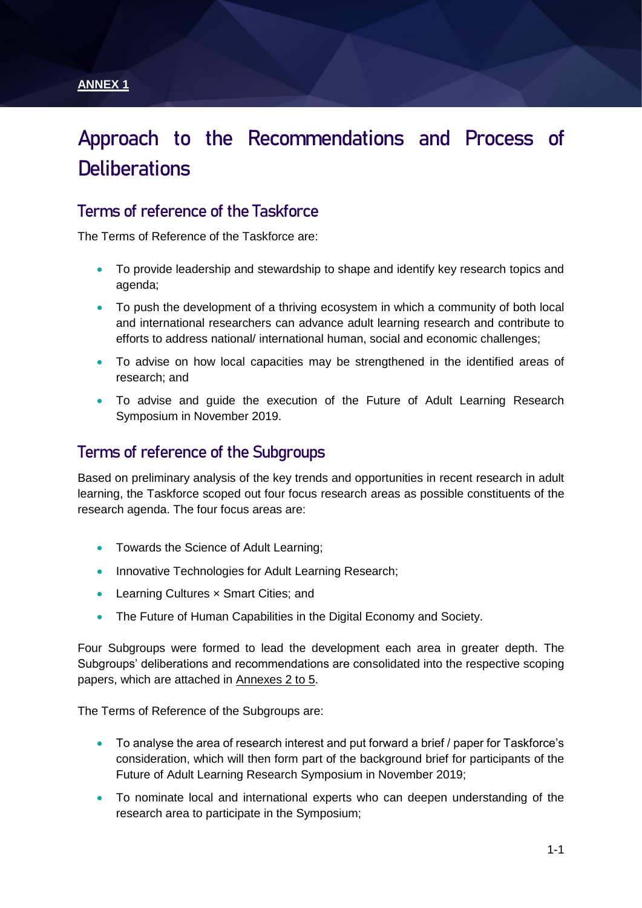**ANNEX 1**

# Approach to the Recommendations and Process of Deliberations

## Terms of reference of the Taskforce

The Terms of Reference of the Taskforce are:

- To provide leadership and stewardship to shape and identify key research topics and agenda;
- To push the development of a thriving ecosystem in which a community of both local and international researchers can advance adult learning research and contribute to efforts to address national/ international human, social and economic challenges;
- To advise on how local capacities may be strengthened in the identified areas of research; and
- To advise and guide the execution of the Future of Adult Learning Research Symposium in November 2019.

## Terms of reference of the Subgroups

Based on preliminary analysis of the key trends and opportunities in recent research in adult learning, the Taskforce scoped out four focus research areas as possible constituents of the research agenda. The four focus areas are:

- Towards the Science of Adult Learning;
- Innovative Technologies for Adult Learning Research;
- Learning Cultures × Smart Cities; and
- The Future of Human Capabilities in the Digital Economy and Society.

Four Subgroups were formed to lead the development each area in greater depth. The Subgroups' deliberations and recommendations are consolidated into the respective scoping papers, which are attached in Annexes 2 to 5.

The Terms of Reference of the Subgroups are:

- To analyse the area of research interest and put forward a brief / paper for Taskforce's consideration, which will then form part of the background brief for participants of the Future of Adult Learning Research Symposium in November 2019;
- To nominate local and international experts who can deepen understanding of the research area to participate in the Symposium;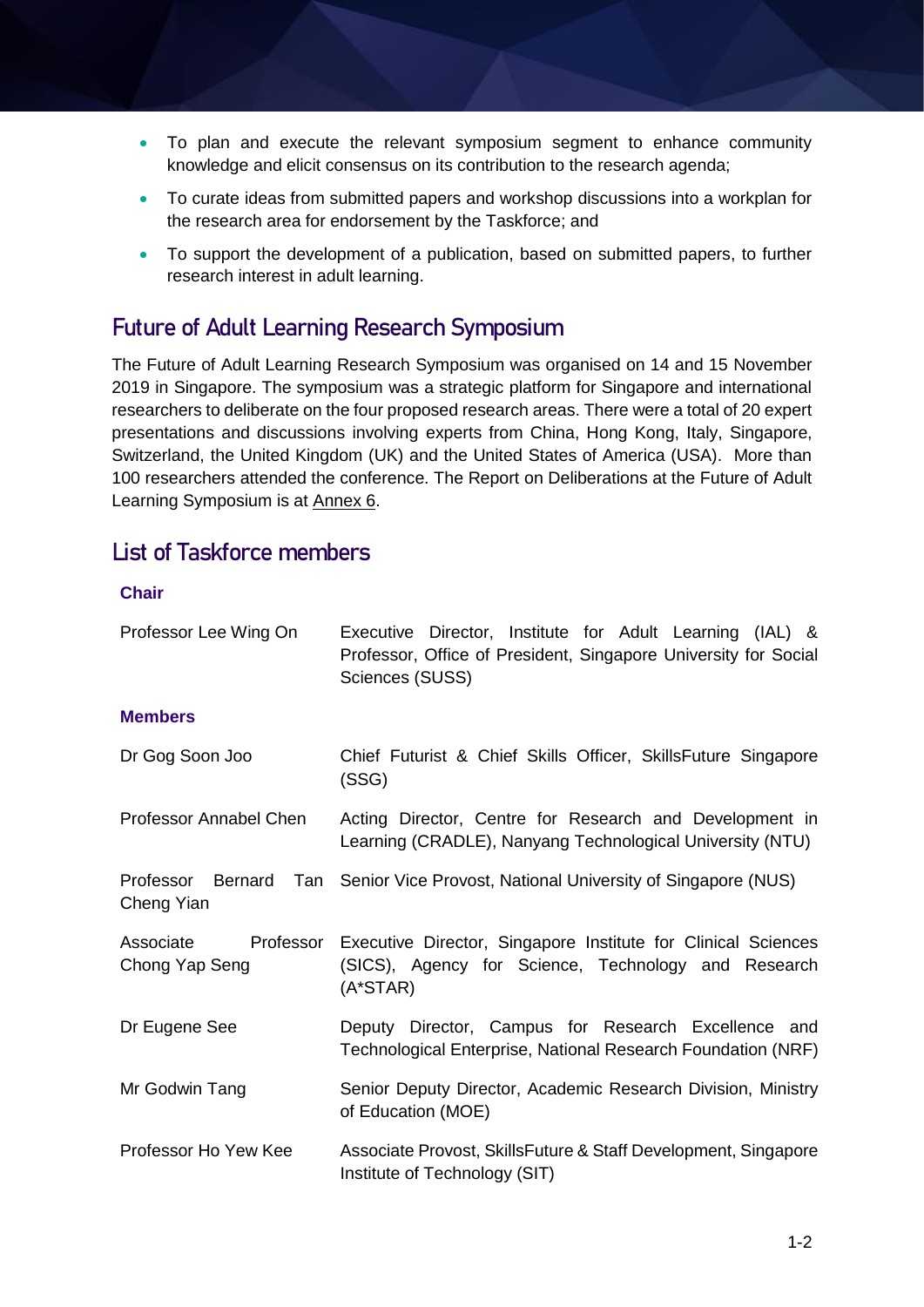- To plan and execute the relevant symposium segment to enhance community knowledge and elicit consensus on its contribution to the research agenda;
- To curate ideas from submitted papers and workshop discussions into a workplan for the research area for endorsement by the Taskforce; and
- To support the development of a publication, based on submitted papers, to further research interest in adult learning.

## Future of Adult Learning Research Symposium

The Future of Adult Learning Research Symposium was organised on 14 and 15 November 2019 in Singapore. The symposium was a strategic platform for Singapore and international researchers to deliberate on the four proposed research areas. There were a total of 20 expert presentations and discussions involving experts from China, Hong Kong, Italy, Singapore, Switzerland, the United Kingdom (UK) and the United States of America (USA). More than 100 researchers attended the conference. The Report on Deliberations at the Future of Adult Learning Symposium is at Annex 6.

## List of Taskforce members

**Chair**

| | |
|---|---|
| Professor Lee Wing On | Executive Director, Institute for Adult Learning (IAL) & Professor, Office of President, Singapore University for Social Sciences (SUSS) |

**Members**

| | |
|---|---|
| Dr Gog Soon Joo | Chief Futurist & Chief Skills Officer, SkillsFuture Singapore (SSG) |
| Professor Annabel Chen | Acting Director, Centre for Research and Development in Learning (CRADLE), Nanyang Technological University (NTU) |
| Professor Bernard Tan Cheng Yian | Senior Vice Provost, National University of Singapore (NUS) |
| Associate Professor Chong Yap Seng | Executive Director, Singapore Institute for Clinical Sciences (SICS), Agency for Science, Technology and Research (A*STAR) |
| Dr Eugene See | Deputy Director, Campus for Research Excellence and Technological Enterprise, National Research Foundation (NRF) |
| Mr Godwin Tang | Senior Deputy Director, Academic Research Division, Ministry of Education (MOE) |
| Professor Ho Yew Kee | Associate Provost, SkillsFuture & Staff Development, Singapore Institute of Technology (SIT) |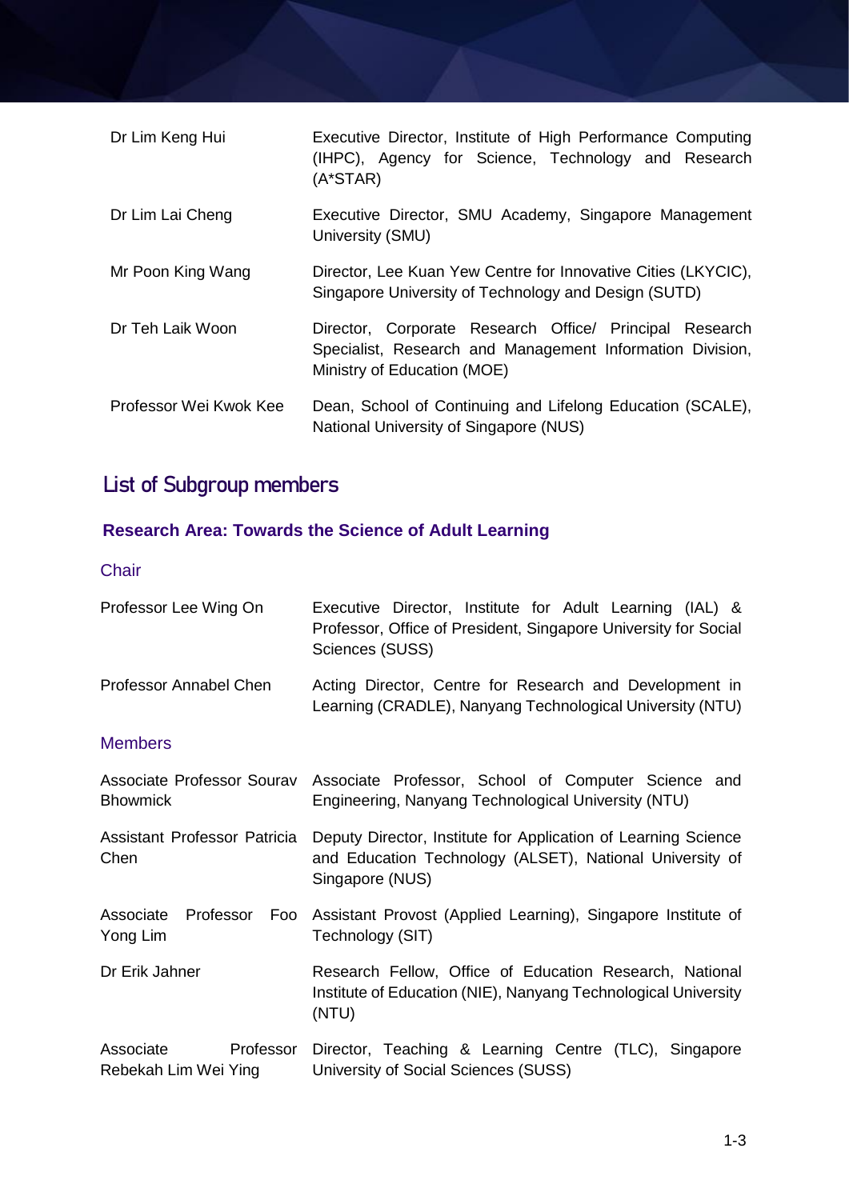| | |
|---|---|
| Dr Lim Keng Hui | Executive Director, Institute of High Performance Computing (IHPC), Agency for Science, Technology and Research (A*STAR) |
| Dr Lim Lai Cheng | Executive Director, SMU Academy, Singapore Management University (SMU) |
| Mr Poon King Wang | Director, Lee Kuan Yew Centre for Innovative Cities (LKYCIC), Singapore University of Technology and Design (SUTD) |
| Dr Teh Laik Woon | Director, Corporate Research Office/ Principal Research Specialist, Research and Management Information Division, Ministry of Education (MOE) |
| Professor Wei Kwok Kee | Dean, School of Continuing and Lifelong Education (SCALE), National University of Singapore (NUS) |

## List of Subgroup members

### Research Area: Towards the Science of Adult Learning

#### Chair

| | |
|---|---|
| Professor Lee Wing On | Executive Director, Institute for Adult Learning (IAL) & Professor, Office of President, Singapore University for Social Sciences (SUSS) |
| Professor Annabel Chen | Acting Director, Centre for Research and Development in Learning (CRADLE), Nanyang Technological University (NTU) |

#### Members

| | |
|---|---|
| Associate Professor Sourav Bhowmick | Associate Professor, School of Computer Science and Engineering, Nanyang Technological University (NTU) |
| Assistant Professor Patricia Chen | Deputy Director, Institute for Application of Learning Science and Education Technology (ALSET), National University of Singapore (NUS) |
| Associate Professor Foo Yong Lim | Assistant Provost (Applied Learning), Singapore Institute of Technology (SIT) |
| Dr Erik Jahner | Research Fellow, Office of Education Research, National Institute of Education (NIE), Nanyang Technological University (NTU) |
| Associate Professor Rebekah Lim Wei Ying | Director, Teaching & Learning Centre (TLC), Singapore University of Social Sciences (SUSS) |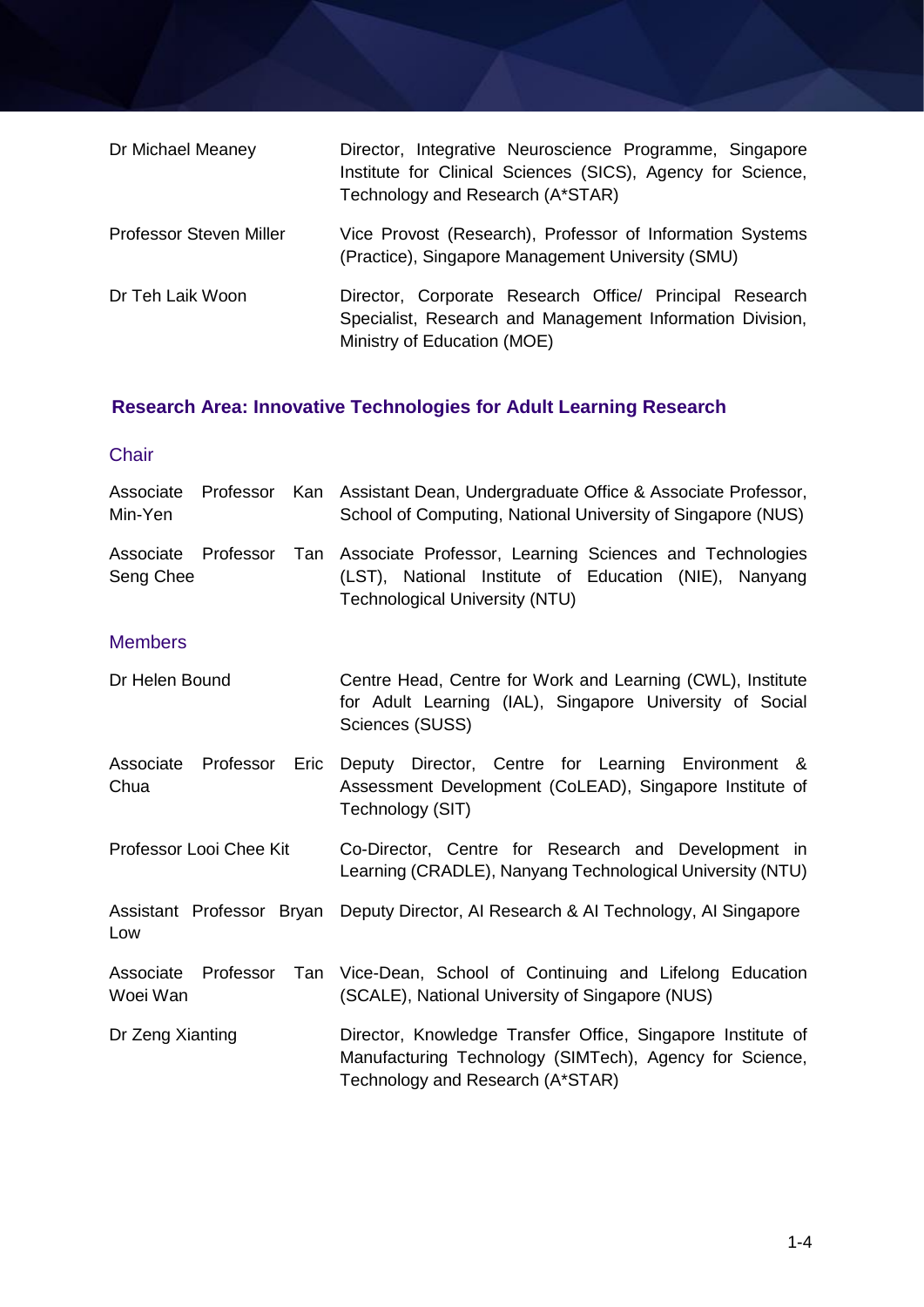| | |
|---|---|
| Dr Michael Meaney | Director, Integrative Neuroscience Programme, Singapore Institute for Clinical Sciences (SICS), Agency for Science, Technology and Research (A*STAR) |
| Professor Steven Miller | Vice Provost (Research), Professor of Information Systems (Practice), Singapore Management University (SMU) |
| Dr Teh Laik Woon | Director, Corporate Research Office/ Principal Research Specialist, Research and Management Information Division, Ministry of Education (MOE) |

## Research Area: Innovative Technologies for Adult Learning Research

### Chair

| | |
|---|---|
| Associate Professor Kan Min-Yen | Assistant Dean, Undergraduate Office & Associate Professor, School of Computing, National University of Singapore (NUS) |
| Associate Professor Tan Seng Chee | Associate Professor, Learning Sciences and Technologies (LST), National Institute of Education (NIE), Nanyang Technological University (NTU) |

### Members

| | |
|---|---|
| Dr Helen Bound | Centre Head, Centre for Work and Learning (CWL), Institute for Adult Learning (IAL), Singapore University of Social Sciences (SUSS) |
| Associate Professor Eric Chua | Deputy Director, Centre for Learning Environment & Assessment Development (CoLEAD), Singapore Institute of Technology (SIT) |
| Professor Looi Chee Kit | Co-Director, Centre for Research and Development in Learning (CRADLE), Nanyang Technological University (NTU) |
| Assistant Professor Bryan Low | Deputy Director, AI Research & AI Technology, AI Singapore |
| Associate Professor Tan Woei Wan | Vice-Dean, School of Continuing and Lifelong Education (SCALE), National University of Singapore (NUS) |
| Dr Zeng Xianting | Director, Knowledge Transfer Office, Singapore Institute of Manufacturing Technology (SIMTech), Agency for Science, Technology and Research (A*STAR) |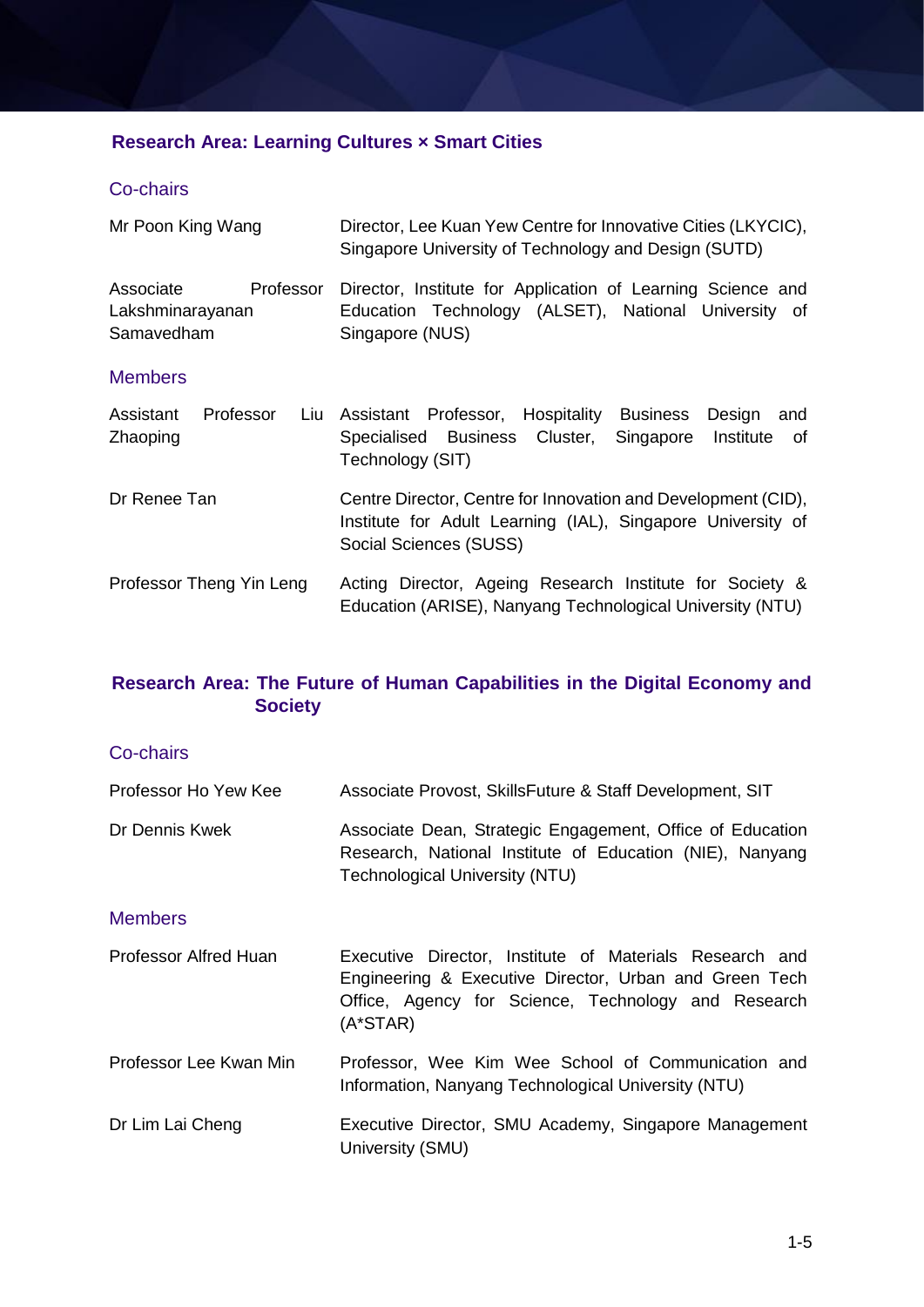### Research Area: Learning Cultures × Smart Cities

#### Co-chairs

| | |
|---|---|
| Mr Poon King Wang | Director, Lee Kuan Yew Centre for Innovative Cities (LKYCIC), Singapore University of Technology and Design (SUTD) |
| Associate Professor Lakshminarayanan Samavedham | Director, Institute for Application of Learning Science and Education Technology (ALSET), National University of Singapore (NUS) |

#### Members

| | |
|---|---|
| Assistant Professor Liu Zhaoping | Assistant Professor, Hospitality Business Design and Specialised Business Cluster, Singapore Institute of Technology (SIT) |
| Dr Renee Tan | Centre Director, Centre for Innovation and Development (CID), Institute for Adult Learning (IAL), Singapore University of Social Sciences (SUSS) |
| Professor Theng Yin Leng | Acting Director, Ageing Research Institute for Society & Education (ARISE), Nanyang Technological University (NTU) |

### Research Area: The Future of Human Capabilities in the Digital Economy and Society

#### Co-chairs

| | |
|---|---|
| Professor Ho Yew Kee | Associate Provost, SkillsFuture & Staff Development, SIT |
| Dr Dennis Kwek | Associate Dean, Strategic Engagement, Office of Education Research, National Institute of Education (NIE), Nanyang Technological University (NTU) |

#### Members

| | |
|---|---|
| Professor Alfred Huan | Executive Director, Institute of Materials Research and Engineering & Executive Director, Urban and Green Tech Office, Agency for Science, Technology and Research (A*STAR) |
| Professor Lee Kwan Min | Professor, Wee Kim Wee School of Communication and Information, Nanyang Technological University (NTU) |
| Dr Lim Lai Cheng | Executive Director, SMU Academy, Singapore Management University (SMU) |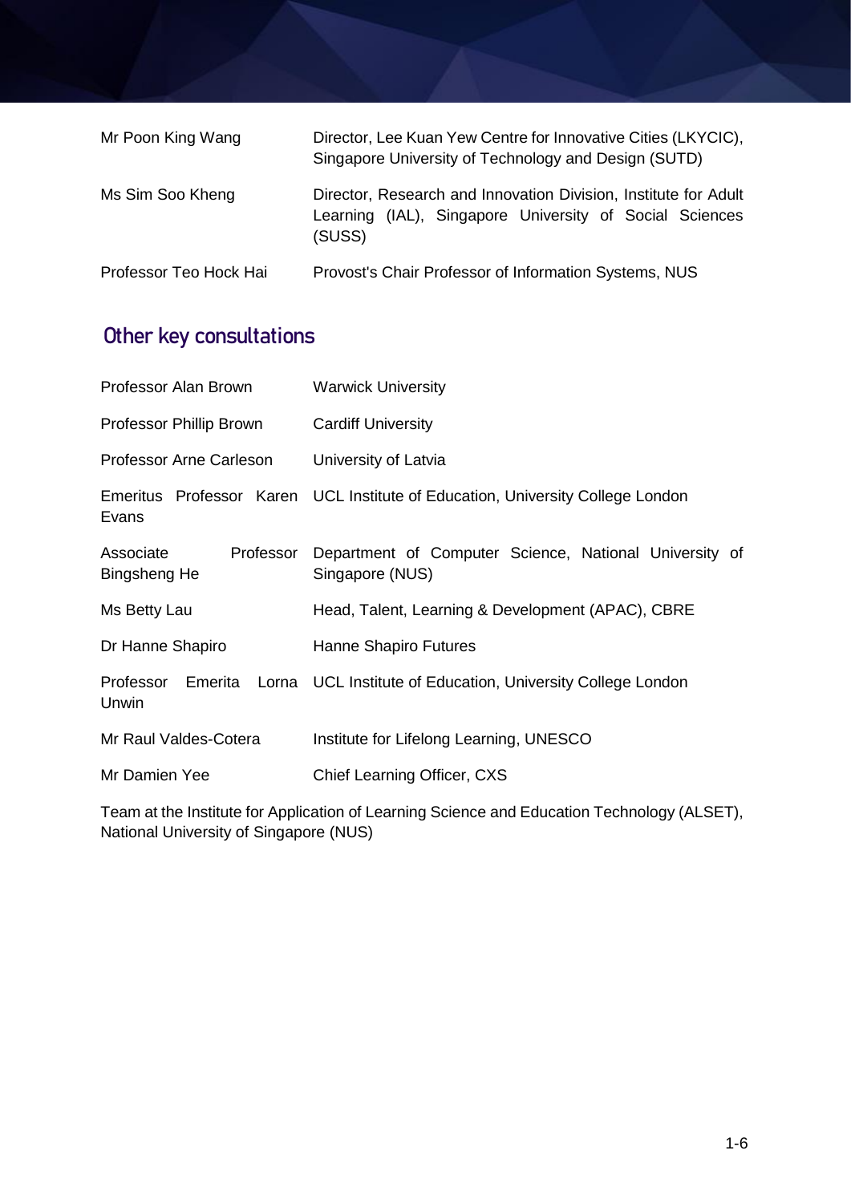| | |
|---|---|
| Mr Poon King Wang | Director, Lee Kuan Yew Centre for Innovative Cities (LKYCIC), Singapore University of Technology and Design (SUTD) |
| Ms Sim Soo Kheng | Director, Research and Innovation Division, Institute for Adult Learning (IAL), Singapore University of Social Sciences (SUSS) |
| Professor Teo Hock Hai | Provost's Chair Professor of Information Systems, NUS |

## Other key consultations

| | |
|---|---|
| Professor Alan Brown | Warwick University |
| Professor Phillip Brown | Cardiff University |
| Professor Arne Carleson | University of Latvia |
| Emeritus Professor Karen Evans | UCL Institute of Education, University College London |
| Associate Professor Bingsheng He | Department of Computer Science, National University of Singapore (NUS) |
| Ms Betty Lau | Head, Talent, Learning & Development (APAC), CBRE |
| Dr Hanne Shapiro | Hanne Shapiro Futures |
| Professor Emerita Lorna Unwin | UCL Institute of Education, University College London |
| Mr Raul Valdes-Cotera | Institute for Lifelong Learning, UNESCO |
| Mr Damien Yee | Chief Learning Officer, CXS |

Team at the Institute for Application of Learning Science and Education Technology (ALSET), National University of Singapore (NUS)